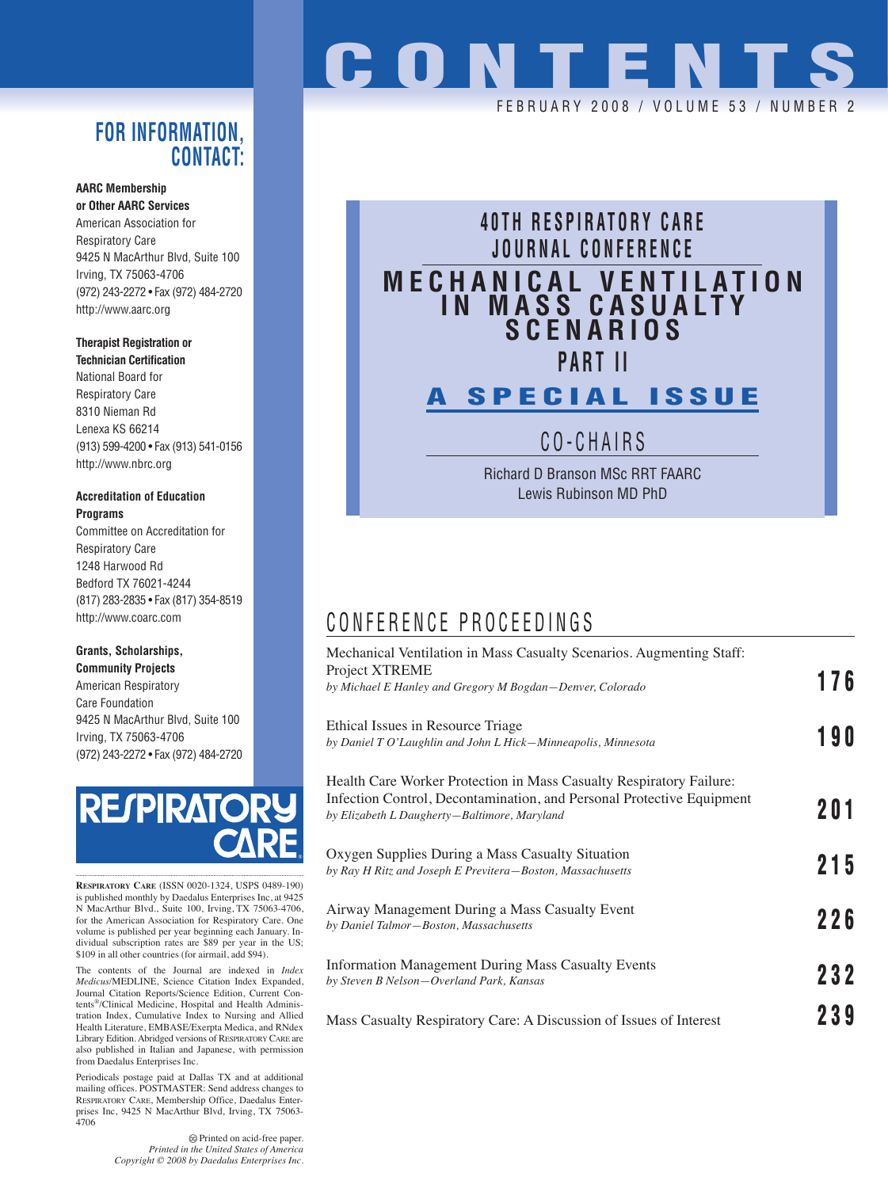# CONTENTS

FEBRUARY 2008 / VOLUME 53 / NUMBER 2

## FOR INFORMATION, CONTACT:

**AARC Membership or Other AARC Services**
American Association for Respiratory Care
9425 N MacArthur Blvd, Suite 100
Irving, TX 75063-4706
(972) 243-2272 • Fax (972) 484-2720
http://www.aarc.org

**Therapist Registration or Technician Certification**
National Board for Respiratory Care
8310 Nieman Rd
Lenexa KS 66214
(913) 599-4200 • Fax (913) 541-0156
http://www.nbrc.org

**Accreditation of Education Programs**
Committee on Accreditation for Respiratory Care
1248 Harwood Rd
Bedford TX 76021-4244
(817) 283-2835 • Fax (817) 354-8519
http://www.coarc.com

**Grants, Scholarships, Community Projects**
American Respiratory Care Foundation
9425 N MacArthur Blvd, Suite 100
Irving, TX 75063-4706
(972) 243-2272 • Fax (972) 484-2720

RESPIRATORY CARE

RESPIRATORY CARE (ISSN 0020-1324, USPS 0489-190) is published monthly by Daedalus Enterprises Inc, at 9425 N MacArthur Blvd., Suite 100, Irving, TX 75063-4706, for the American Association for Respiratory Care. One volume is published per year beginning each January. Individual subscription rates are $89 per year in the US; $109 in all other countries (for airmail, add $94).

The contents of the Journal are indexed in *Index Medicus*/MEDLINE, Science Citation Index Expanded, Journal Citation Reports/Science Edition, Current Contents®/Clinical Medicine, Hospital and Health Administration Index, Cumulative Index to Nursing and Allied Health Literature, EMBASE/Exerpta Medica, and RNdex Library Edition. Abridged versions of RESPIRATORY CARE are also published in Italian and Japanese, with permission from Daedalus Enterprises Inc.

Periodicals postage paid at Dallas TX and at additional mailing offices. POSTMASTER: Send address changes to RESPIRATORY CARE, Membership Office, Daedalus Enterprises Inc, 9425 N MacArthur Blvd, Irving, TX 75063-4706

Printed on acid-free paper.
*Printed in the United States of America*
*Copyright © 2008 by Daedalus Enterprises Inc.*

## 40TH RESPIRATORY CARE JOURNAL CONFERENCE

## MECHANICAL VENTILATION IN MASS CASUALTY SCENARIOS

## PART II

## A SPECIAL ISSUE

### CO-CHAIRS

Richard D Branson MSc RRT FAARC
Lewis Rubinson MD PhD

## CONFERENCE PROCEEDINGS

Mechanical Ventilation in Mass Casualty Scenarios. Augmenting Staff: Project XTREME
*by Michael E Hanley and Gregory M Bogdan—Denver, Colorado* — **176**

Ethical Issues in Resource Triage
*by Daniel T O'Laughlin and John L Hick—Minneapolis, Minnesota* — **190**

Health Care Worker Protection in Mass Casualty Respiratory Failure: Infection Control, Decontamination, and Personal Protective Equipment
*by Elizabeth L Daugherty—Baltimore, Maryland* — **201**

Oxygen Supplies During a Mass Casualty Situation
*by Ray H Ritz and Joseph E Previtera—Boston, Massachusetts* — **215**

Airway Management During a Mass Casualty Event
*by Daniel Talmor—Boston, Massachusetts* — **226**

Information Management During Mass Casualty Events
*by Steven B Nelson—Overland Park, Kansas* — **232**

Mass Casualty Respiratory Care: A Discussion of Issues of Interest — **239**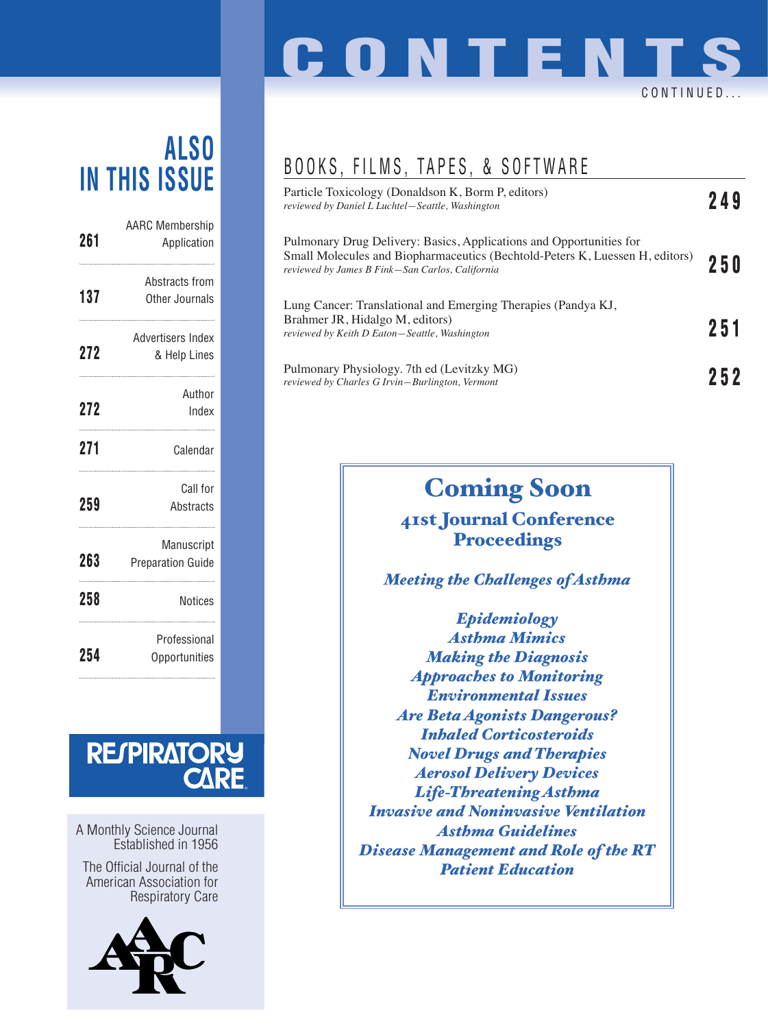# CONTENTS

CONTINUED...

## BOOKS, FILMS, TAPES, & SOFTWARE

Particle Toxicology (Donaldson K, Borm P, editors)
*reviewed by Daniel L Luchtel—Seattle, Washington* **249**

Pulmonary Drug Delivery: Basics, Applications and Opportunities for Small Molecules and Biopharmaceutics (Bechtold-Peters K, Luessen H, editors)
*reviewed by James B Fink—San Carlos, California* **250**

Lung Cancer: Translational and Emerging Therapies (Pandya KJ, Brahmer JR, Hidalgo M, editors)
*reviewed by Keith D Eaton—Seattle, Washington* **251**

Pulmonary Physiology. 7th ed (Levitzky MG)
*reviewed by Charles G Irvin—Burlington, Vermont* **252**

## ALSO IN THIS ISSUE

| | |
|---|---|
| 261 | AARC Membership Application |
| 137 | Abstracts from Other Journals |
| 272 | Advertisers Index & Help Lines |
| 272 | Author Index |
| 271 | Calendar |
| 259 | Call for Abstracts |
| 263 | Manuscript Preparation Guide |
| 258 | Notices |
| 254 | Professional Opportunities |

RESPIRATORY CARE

A Monthly Science Journal
Established in 1956

The Official Journal of the American Association for Respiratory Care

## Coming Soon

### 41st Journal Conference Proceedings

***Meeting the Challenges of Asthma***

***Epidemiology***
***Asthma Mimics***
***Making the Diagnosis***
***Approaches to Monitoring***
***Environmental Issues***
***Are Beta Agonists Dangerous?***
***Inhaled Corticosteroids***
***Novel Drugs and Therapies***
***Aerosol Delivery Devices***
***Life-Threatening Asthma***
***Invasive and Noninvasive Ventilation***
***Asthma Guidelines***
***Disease Management and Role of the RT***
***Patient Education***